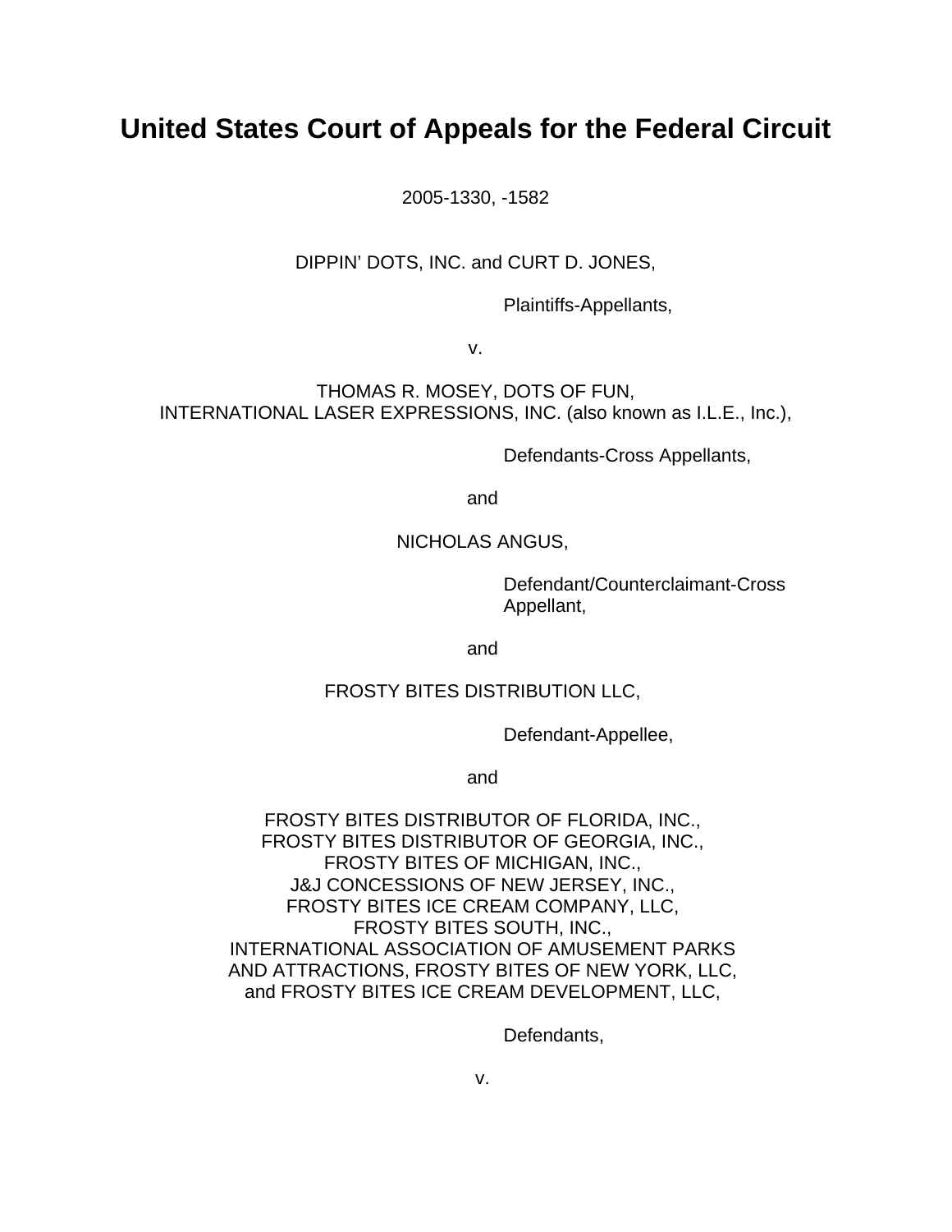# United States Court of Appeals for the Federal Circuit

2005-1330, -1582

DIPPIN' DOTS, INC. and CURT D. JONES,

Plaintiffs-Appellants,

v.

THOMAS R. MOSEY, DOTS OF FUN,
INTERNATIONAL LASER EXPRESSIONS, INC. (also known as I.L.E., Inc.),

Defendants-Cross Appellants,

and

NICHOLAS ANGUS,

Defendant/Counterclaimant-Cross Appellant,

and

FROSTY BITES DISTRIBUTION LLC,

Defendant-Appellee,

and

FROSTY BITES DISTRIBUTOR OF FLORIDA, INC.,
FROSTY BITES DISTRIBUTOR OF GEORGIA, INC.,
FROSTY BITES OF MICHIGAN, INC.,
J&J CONCESSIONS OF NEW JERSEY, INC.,
FROSTY BITES ICE CREAM COMPANY, LLC,
FROSTY BITES SOUTH, INC.,
INTERNATIONAL ASSOCIATION OF AMUSEMENT PARKS
AND ATTRACTIONS, FROSTY BITES OF NEW YORK, LLC,
and FROSTY BITES ICE CREAM DEVELOPMENT, LLC,

Defendants,

v.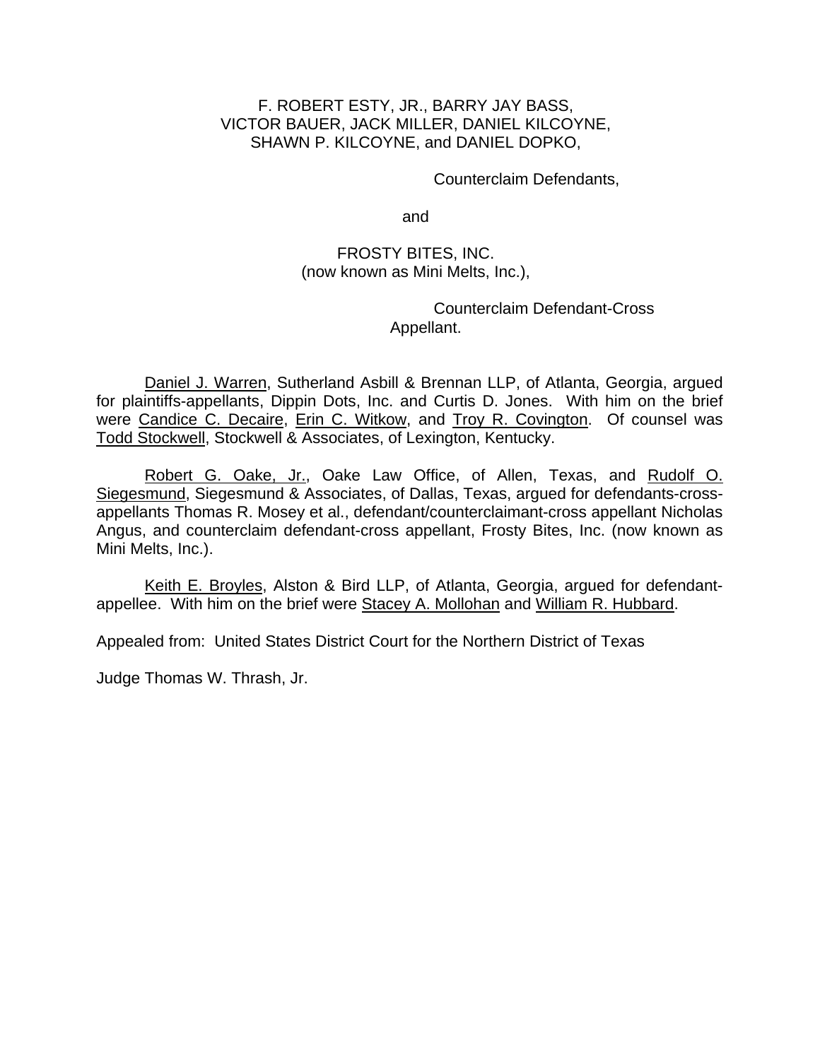F. ROBERT ESTY, JR., BARRY JAY BASS,
VICTOR BAUER, JACK MILLER, DANIEL KILCOYNE,
SHAWN P. KILCOYNE, and DANIEL DOPKO,

Counterclaim Defendants,

and

FROSTY BITES, INC.
(now known as Mini Melts, Inc.),

Counterclaim Defendant-Cross Appellant.

Daniel J. Warren, Sutherland Asbill & Brennan LLP, of Atlanta, Georgia, argued for plaintiffs-appellants, Dippin Dots, Inc. and Curtis D. Jones. With him on the brief were Candice C. Decaire, Erin C. Witkow, and Troy R. Covington. Of counsel was Todd Stockwell, Stockwell & Associates, of Lexington, Kentucky.

Robert G. Oake, Jr., Oake Law Office, of Allen, Texas, and Rudolf O. Siegesmund, Siegesmund & Associates, of Dallas, Texas, argued for defendants-cross-appellants Thomas R. Mosey et al., defendant/counterclaimant-cross appellant Nicholas Angus, and counterclaim defendant-cross appellant, Frosty Bites, Inc. (now known as Mini Melts, Inc.).

Keith E. Broyles, Alston & Bird LLP, of Atlanta, Georgia, argued for defendant-appellee. With him on the brief were Stacey A. Mollohan and William R. Hubbard.

Appealed from: United States District Court for the Northern District of Texas

Judge Thomas W. Thrash, Jr.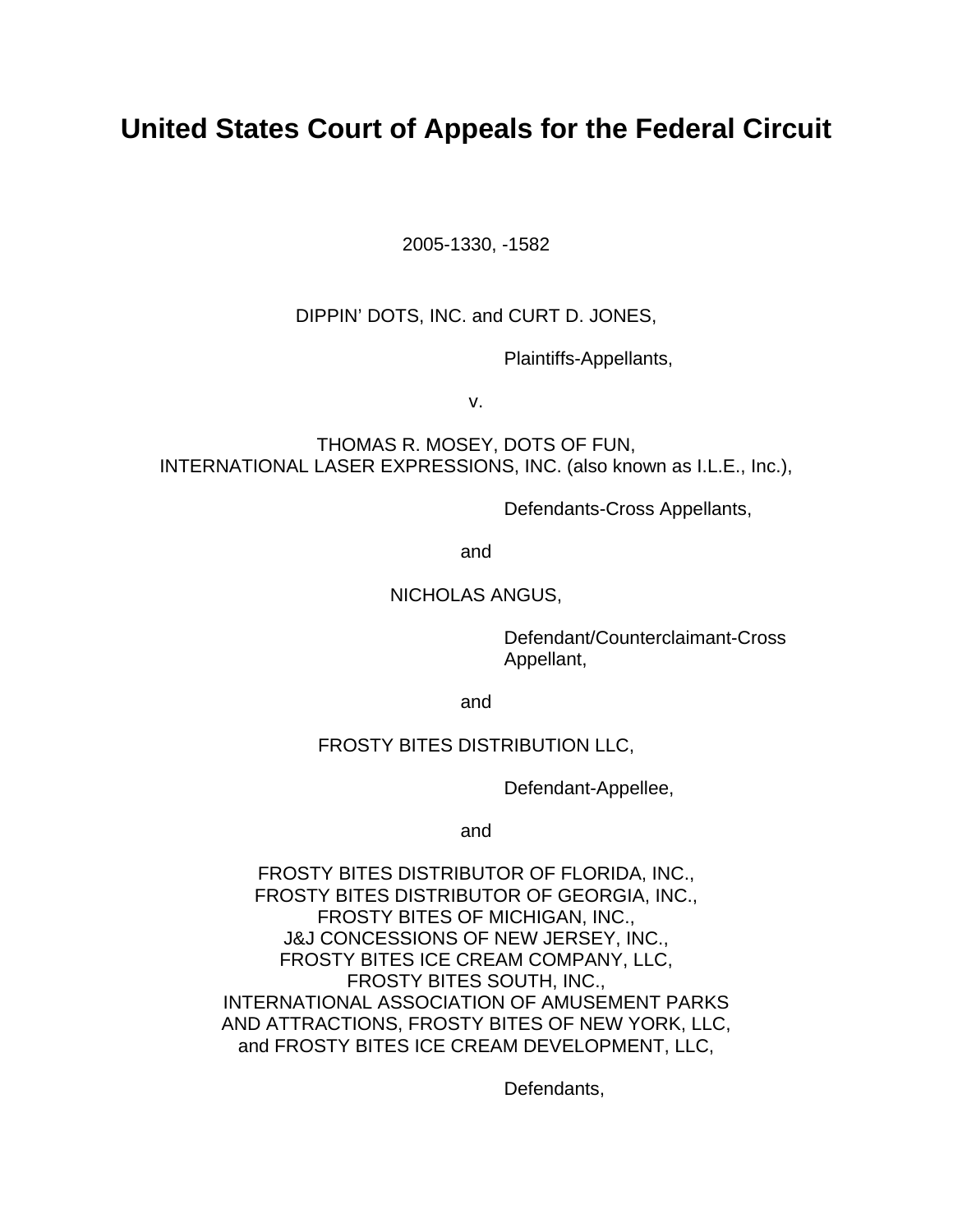# United States Court of Appeals for the Federal Circuit

2005-1330, -1582

DIPPIN' DOTS, INC. and CURT D. JONES,

Plaintiffs-Appellants,

v.

THOMAS R. MOSEY, DOTS OF FUN,
INTERNATIONAL LASER EXPRESSIONS, INC. (also known as I.L.E., Inc.),

Defendants-Cross Appellants,

and

NICHOLAS ANGUS,

Defendant/Counterclaimant-Cross Appellant,

and

FROSTY BITES DISTRIBUTION LLC,

Defendant-Appellee,

and

FROSTY BITES DISTRIBUTOR OF FLORIDA, INC.,
FROSTY BITES DISTRIBUTOR OF GEORGIA, INC.,
FROSTY BITES OF MICHIGAN, INC.,
J&J CONCESSIONS OF NEW JERSEY, INC.,
FROSTY BITES ICE CREAM COMPANY, LLC,
FROSTY BITES SOUTH, INC.,
INTERNATIONAL ASSOCIATION OF AMUSEMENT PARKS
AND ATTRACTIONS, FROSTY BITES OF NEW YORK, LLC,
and FROSTY BITES ICE CREAM DEVELOPMENT, LLC,

Defendants,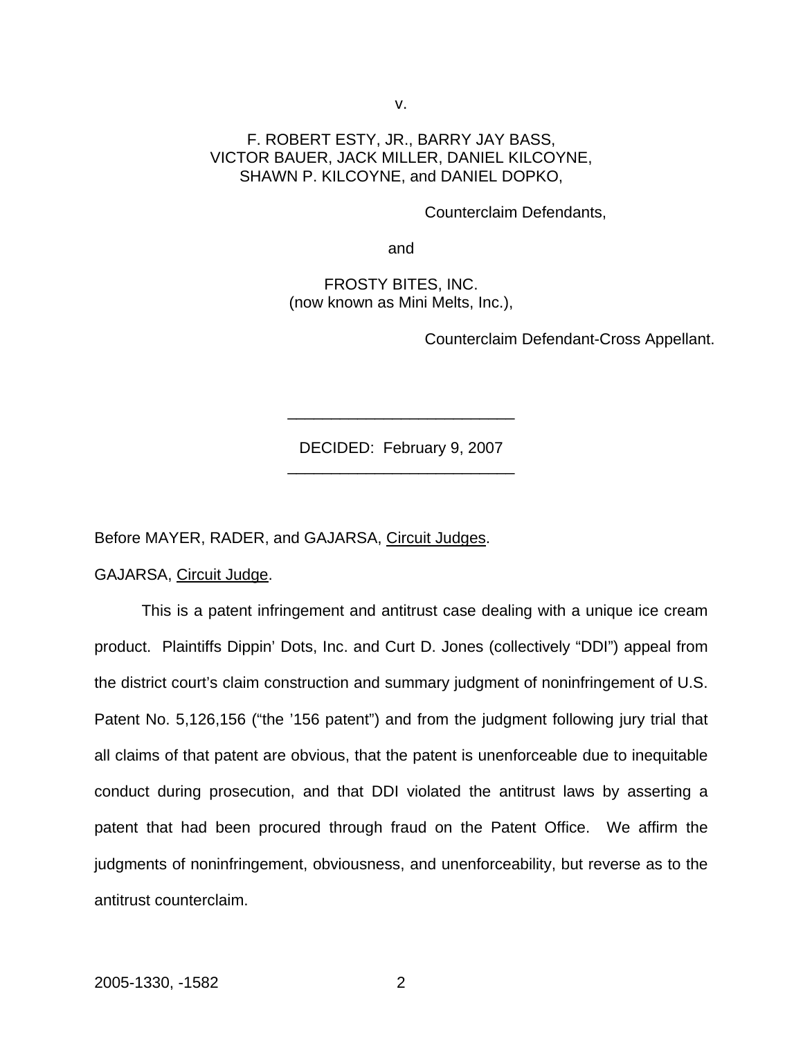v.

F. ROBERT ESTY, JR., BARRY JAY BASS,
VICTOR BAUER, JACK MILLER, DANIEL KILCOYNE,
SHAWN P. KILCOYNE, and DANIEL DOPKO,

Counterclaim Defendants,

and

FROSTY BITES, INC.
(now known as Mini Melts, Inc.),

Counterclaim Defendant-Cross Appellant.

---

DECIDED: February 9, 2007

---

Before MAYER, RADER, and GAJARSA, Circuit Judges.

GAJARSA, Circuit Judge.

This is a patent infringement and antitrust case dealing with a unique ice cream product. Plaintiffs Dippin' Dots, Inc. and Curt D. Jones (collectively "DDI") appeal from the district court's claim construction and summary judgment of noninfringement of U.S. Patent No. 5,126,156 ("the '156 patent") and from the judgment following jury trial that all claims of that patent are obvious, that the patent is unenforceable due to inequitable conduct during prosecution, and that DDI violated the antitrust laws by asserting a patent that had been procured through fraud on the Patent Office. We affirm the judgments of noninfringement, obviousness, and unenforceability, but reverse as to the antitrust counterclaim.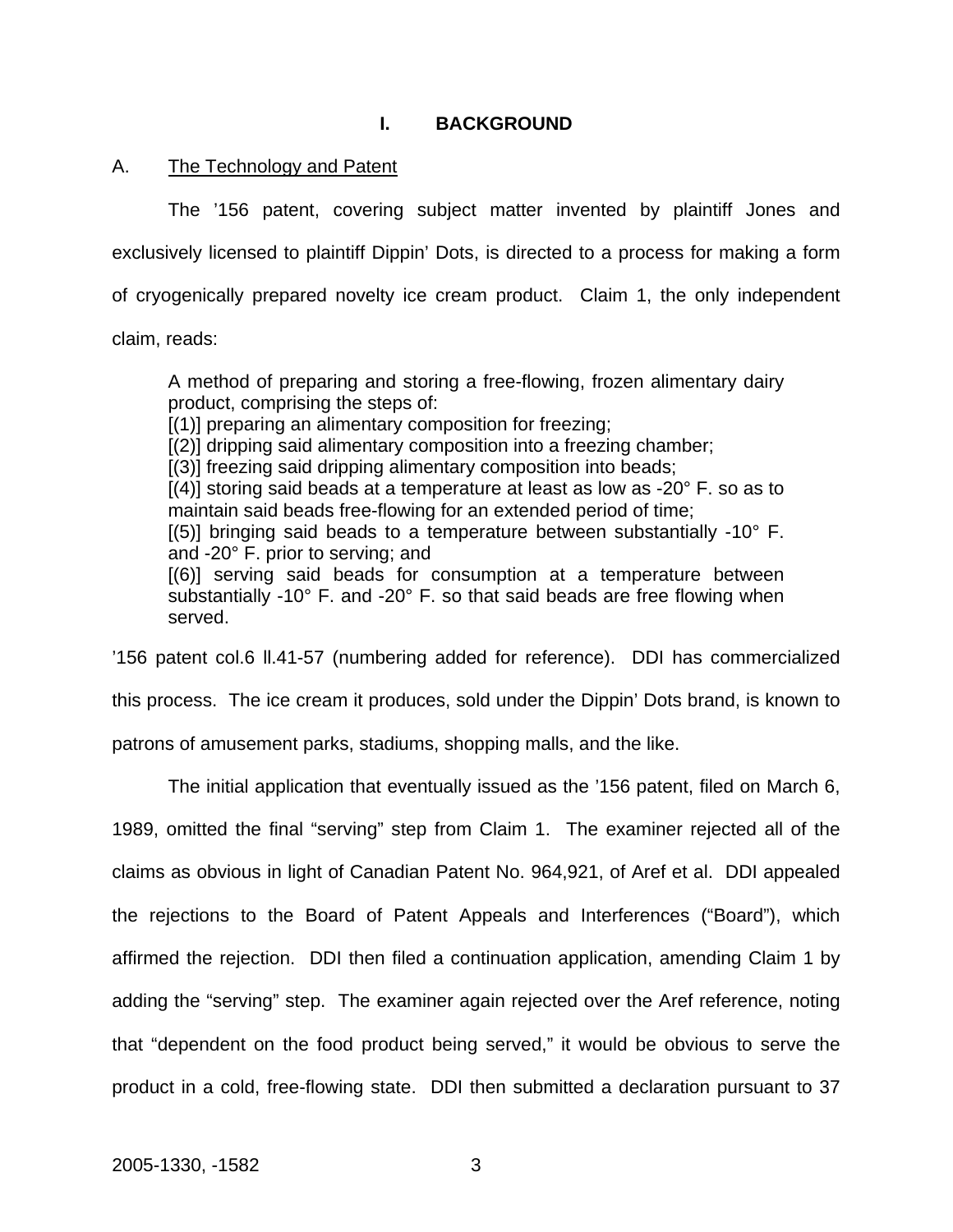# I. BACKGROUND

## A. The Technology and Patent

The ’156 patent, covering subject matter invented by plaintiff Jones and exclusively licensed to plaintiff Dippin’ Dots, is directed to a process for making a form of cryogenically prepared novelty ice cream product. Claim 1, the only independent claim, reads:

> A method of preparing and storing a free-flowing, frozen alimentary dairy product, comprising the steps of:
> [(1)] preparing an alimentary composition for freezing;
> [(2)] dripping said alimentary composition into a freezing chamber;
> [(3)] freezing said dripping alimentary composition into beads;
> [(4)] storing said beads at a temperature at least as low as -20° F. so as to maintain said beads free-flowing for an extended period of time;
> [(5)] bringing said beads to a temperature between substantially -10° F. and -20° F. prior to serving; and
> [(6)] serving said beads for consumption at a temperature between substantially -10° F. and -20° F. so that said beads are free flowing when served.

’156 patent col.6 ll.41-57 (numbering added for reference). DDI has commercialized this process. The ice cream it produces, sold under the Dippin’ Dots brand, is known to patrons of amusement parks, stadiums, shopping malls, and the like.

The initial application that eventually issued as the ’156 patent, filed on March 6, 1989, omitted the final “serving” step from Claim 1. The examiner rejected all of the claims as obvious in light of Canadian Patent No. 964,921, of Aref et al. DDI appealed the rejections to the Board of Patent Appeals and Interferences (“Board”), which affirmed the rejection. DDI then filed a continuation application, amending Claim 1 by adding the “serving” step. The examiner again rejected over the Aref reference, noting that “dependent on the food product being served,” it would be obvious to serve the product in a cold, free-flowing state. DDI then submitted a declaration pursuant to 37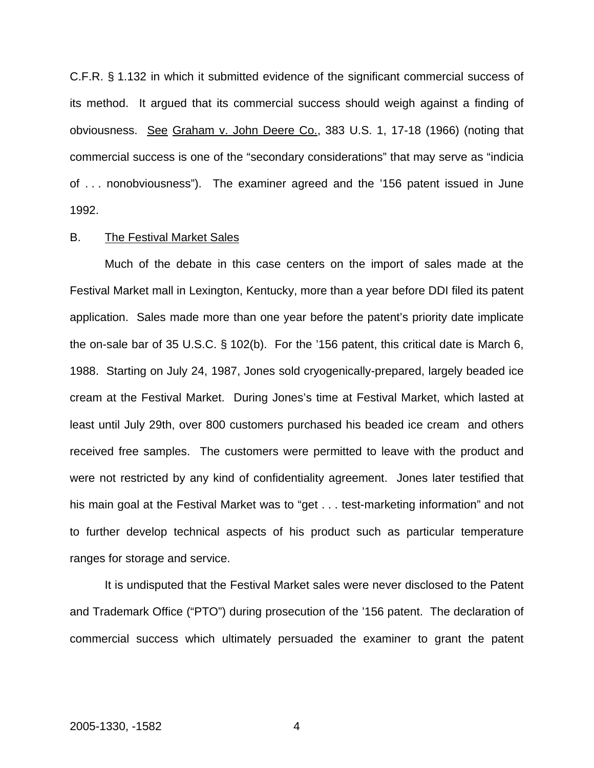C.F.R. § 1.132 in which it submitted evidence of the significant commercial success of its method. It argued that its commercial success should weigh against a finding of obviousness. See Graham v. John Deere Co., 383 U.S. 1, 17-18 (1966) (noting that commercial success is one of the "secondary considerations" that may serve as "indicia of . . . nonobviousness"). The examiner agreed and the '156 patent issued in June 1992.

B. The Festival Market Sales

Much of the debate in this case centers on the import of sales made at the Festival Market mall in Lexington, Kentucky, more than a year before DDI filed its patent application. Sales made more than one year before the patent's priority date implicate the on-sale bar of 35 U.S.C. § 102(b). For the '156 patent, this critical date is March 6, 1988. Starting on July 24, 1987, Jones sold cryogenically-prepared, largely beaded ice cream at the Festival Market. During Jones's time at Festival Market, which lasted at least until July 29th, over 800 customers purchased his beaded ice cream and others received free samples. The customers were permitted to leave with the product and were not restricted by any kind of confidentiality agreement. Jones later testified that his main goal at the Festival Market was to "get . . . test-marketing information" and not to further develop technical aspects of his product such as particular temperature ranges for storage and service.

It is undisputed that the Festival Market sales were never disclosed to the Patent and Trademark Office ("PTO") during prosecution of the '156 patent. The declaration of commercial success which ultimately persuaded the examiner to grant the patent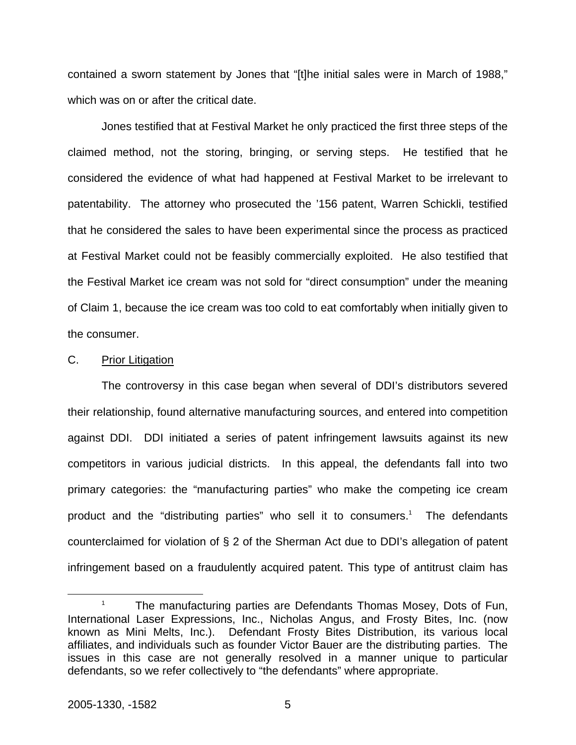contained a sworn statement by Jones that "[t]he initial sales were in March of 1988," which was on or after the critical date.

Jones testified that at Festival Market he only practiced the first three steps of the claimed method, not the storing, bringing, or serving steps. He testified that he considered the evidence of what had happened at Festival Market to be irrelevant to patentability. The attorney who prosecuted the '156 patent, Warren Schickli, testified that he considered the sales to have been experimental since the process as practiced at Festival Market could not be feasibly commercially exploited. He also testified that the Festival Market ice cream was not sold for "direct consumption" under the meaning of Claim 1, because the ice cream was too cold to eat comfortably when initially given to the consumer.

C. Prior Litigation

The controversy in this case began when several of DDI's distributors severed their relationship, found alternative manufacturing sources, and entered into competition against DDI. DDI initiated a series of patent infringement lawsuits against its new competitors in various judicial districts. In this appeal, the defendants fall into two primary categories: the "manufacturing parties" who make the competing ice cream product and the "distributing parties" who sell it to consumers.[1] The defendants counterclaimed for violation of § 2 of the Sherman Act due to DDI's allegation of patent infringement based on a fraudulently acquired patent. This type of antitrust claim has

[1] The manufacturing parties are Defendants Thomas Mosey, Dots of Fun, International Laser Expressions, Inc., Nicholas Angus, and Frosty Bites, Inc. (now known as Mini Melts, Inc.). Defendant Frosty Bites Distribution, its various local affiliates, and individuals such as founder Victor Bauer are the distributing parties. The issues in this case are not generally resolved in a manner unique to particular defendants, so we refer collectively to "the defendants" where appropriate.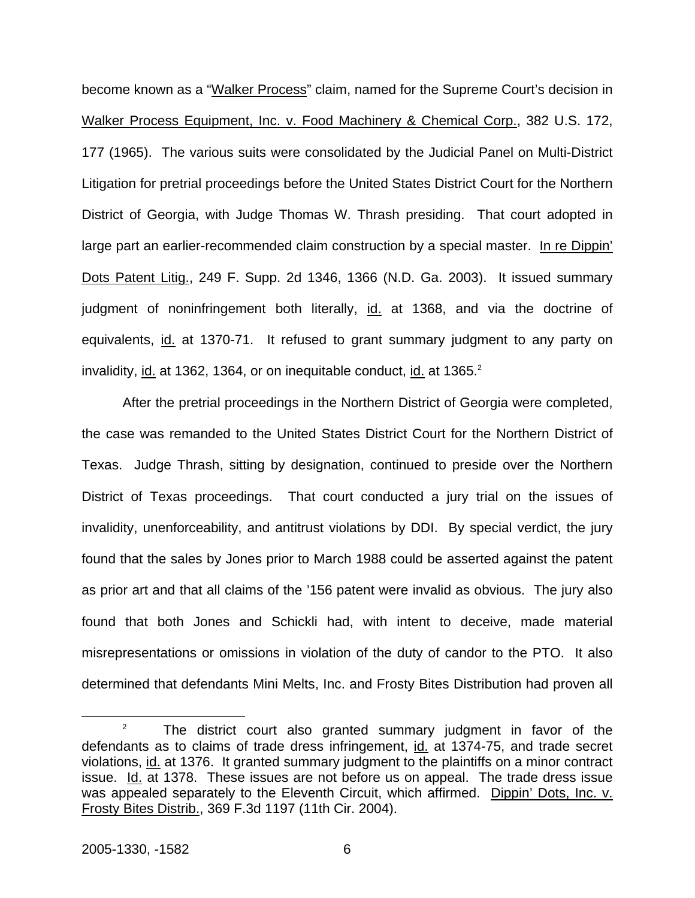become known as a "Walker Process" claim, named for the Supreme Court's decision in Walker Process Equipment, Inc. v. Food Machinery & Chemical Corp., 382 U.S. 172, 177 (1965). The various suits were consolidated by the Judicial Panel on Multi-District Litigation for pretrial proceedings before the United States District Court for the Northern District of Georgia, with Judge Thomas W. Thrash presiding. That court adopted in large part an earlier-recommended claim construction by a special master. In re Dippin' Dots Patent Litig., 249 F. Supp. 2d 1346, 1366 (N.D. Ga. 2003). It issued summary judgment of noninfringement both literally, id. at 1368, and via the doctrine of equivalents, id. at 1370-71. It refused to grant summary judgment to any party on invalidity, id. at 1362, 1364, or on inequitable conduct, id. at 1365.[2]

After the pretrial proceedings in the Northern District of Georgia were completed, the case was remanded to the United States District Court for the Northern District of Texas. Judge Thrash, sitting by designation, continued to preside over the Northern District of Texas proceedings. That court conducted a jury trial on the issues of invalidity, unenforceability, and antitrust violations by DDI. By special verdict, the jury found that the sales by Jones prior to March 1988 could be asserted against the patent as prior art and that all claims of the '156 patent were invalid as obvious. The jury also found that both Jones and Schickli had, with intent to deceive, made material misrepresentations or omissions in violation of the duty of candor to the PTO. It also determined that defendants Mini Melts, Inc. and Frosty Bites Distribution had proven all

[2] The district court also granted summary judgment in favor of the defendants as to claims of trade dress infringement, id. at 1374-75, and trade secret violations, id. at 1376. It granted summary judgment to the plaintiffs on a minor contract issue. Id. at 1378. These issues are not before us on appeal. The trade dress issue was appealed separately to the Eleventh Circuit, which affirmed. Dippin' Dots, Inc. v. Frosty Bites Distrib., 369 F.3d 1197 (11th Cir. 2004).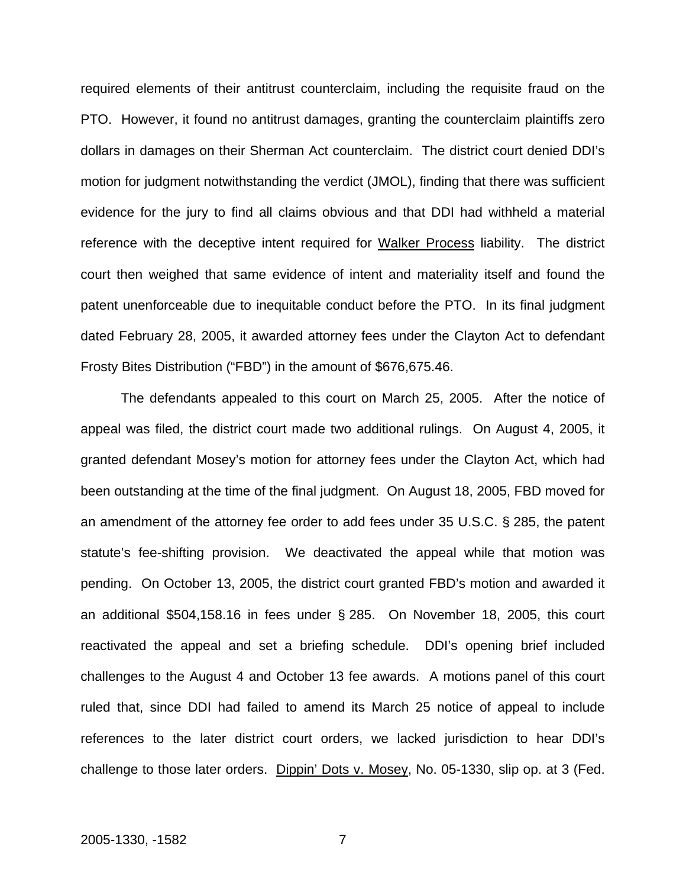required elements of their antitrust counterclaim, including the requisite fraud on the PTO. However, it found no antitrust damages, granting the counterclaim plaintiffs zero dollars in damages on their Sherman Act counterclaim. The district court denied DDI's motion for judgment notwithstanding the verdict (JMOL), finding that there was sufficient evidence for the jury to find all claims obvious and that DDI had withheld a material reference with the deceptive intent required for Walker Process liability. The district court then weighed that same evidence of intent and materiality itself and found the patent unenforceable due to inequitable conduct before the PTO. In its final judgment dated February 28, 2005, it awarded attorney fees under the Clayton Act to defendant Frosty Bites Distribution ("FBD") in the amount of $676,675.46.

The defendants appealed to this court on March 25, 2005. After the notice of appeal was filed, the district court made two additional rulings. On August 4, 2005, it granted defendant Mosey's motion for attorney fees under the Clayton Act, which had been outstanding at the time of the final judgment. On August 18, 2005, FBD moved for an amendment of the attorney fee order to add fees under 35 U.S.C. § 285, the patent statute's fee-shifting provision. We deactivated the appeal while that motion was pending. On October 13, 2005, the district court granted FBD's motion and awarded it an additional $504,158.16 in fees under § 285. On November 18, 2005, this court reactivated the appeal and set a briefing schedule. DDI's opening brief included challenges to the August 4 and October 13 fee awards. A motions panel of this court ruled that, since DDI had failed to amend its March 25 notice of appeal to include references to the later district court orders, we lacked jurisdiction to hear DDI's challenge to those later orders. Dippin' Dots v. Mosey, No. 05-1330, slip op. at 3 (Fed.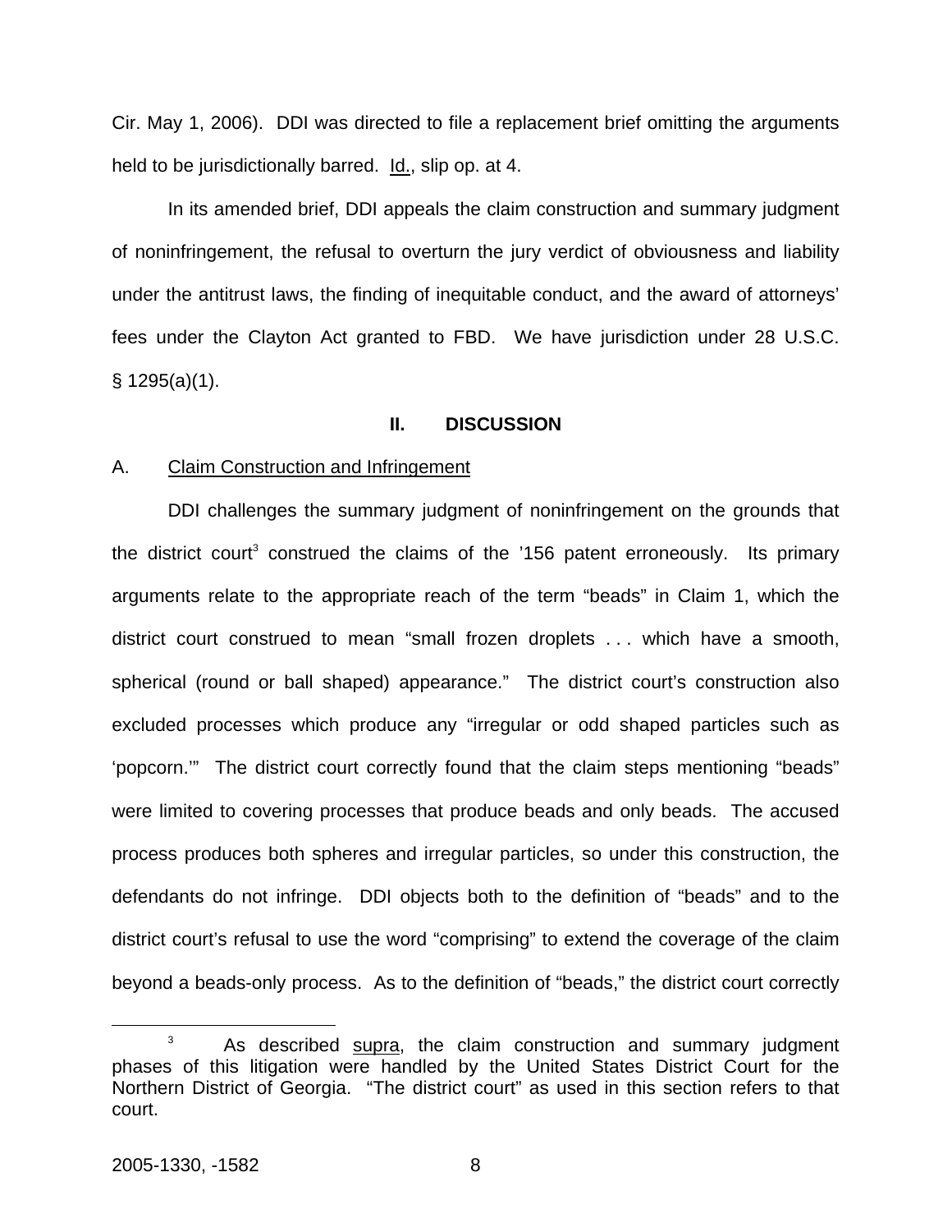Cir. May 1, 2006). DDI was directed to file a replacement brief omitting the arguments held to be jurisdictionally barred. Id., slip op. at 4.

In its amended brief, DDI appeals the claim construction and summary judgment of noninfringement, the refusal to overturn the jury verdict of obviousness and liability under the antitrust laws, the finding of inequitable conduct, and the award of attorneys' fees under the Clayton Act granted to FBD. We have jurisdiction under 28 U.S.C. § 1295(a)(1).

## II. DISCUSSION

### A. Claim Construction and Infringement

DDI challenges the summary judgment of noninfringement on the grounds that the district court[3] construed the claims of the '156 patent erroneously. Its primary arguments relate to the appropriate reach of the term "beads" in Claim 1, which the district court construed to mean "small frozen droplets . . . which have a smooth, spherical (round or ball shaped) appearance." The district court's construction also excluded processes which produce any "irregular or odd shaped particles such as 'popcorn.'" The district court correctly found that the claim steps mentioning "beads" were limited to covering processes that produce beads and only beads. The accused process produces both spheres and irregular particles, so under this construction, the defendants do not infringe. DDI objects both to the definition of "beads" and to the district court's refusal to use the word "comprising" to extend the coverage of the claim beyond a beads-only process. As to the definition of "beads," the district court correctly

[3] As described supra, the claim construction and summary judgment phases of this litigation were handled by the United States District Court for the Northern District of Georgia. "The district court" as used in this section refers to that court.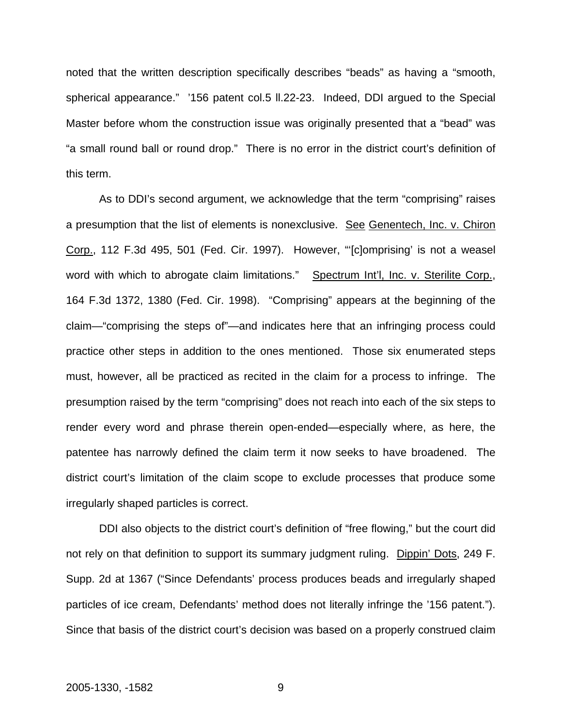noted that the written description specifically describes "beads" as having a "smooth, spherical appearance." '156 patent col.5 ll.22-23. Indeed, DDI argued to the Special Master before whom the construction issue was originally presented that a "bead" was "a small round ball or round drop." There is no error in the district court's definition of this term.

As to DDI's second argument, we acknowledge that the term "comprising" raises a presumption that the list of elements is nonexclusive. See Genentech, Inc. v. Chiron Corp., 112 F.3d 495, 501 (Fed. Cir. 1997). However, "'[c]omprising' is not a weasel word with which to abrogate claim limitations." Spectrum Int'l, Inc. v. Sterilite Corp., 164 F.3d 1372, 1380 (Fed. Cir. 1998). "Comprising" appears at the beginning of the claim—"comprising the steps of"—and indicates here that an infringing process could practice other steps in addition to the ones mentioned. Those six enumerated steps must, however, all be practiced as recited in the claim for a process to infringe. The presumption raised by the term "comprising" does not reach into each of the six steps to render every word and phrase therein open-ended—especially where, as here, the patentee has narrowly defined the claim term it now seeks to have broadened. The district court's limitation of the claim scope to exclude processes that produce some irregularly shaped particles is correct.

DDI also objects to the district court's definition of "free flowing," but the court did not rely on that definition to support its summary judgment ruling. Dippin' Dots, 249 F. Supp. 2d at 1367 ("Since Defendants' process produces beads and irregularly shaped particles of ice cream, Defendants' method does not literally infringe the '156 patent."). Since that basis of the district court's decision was based on a properly construed claim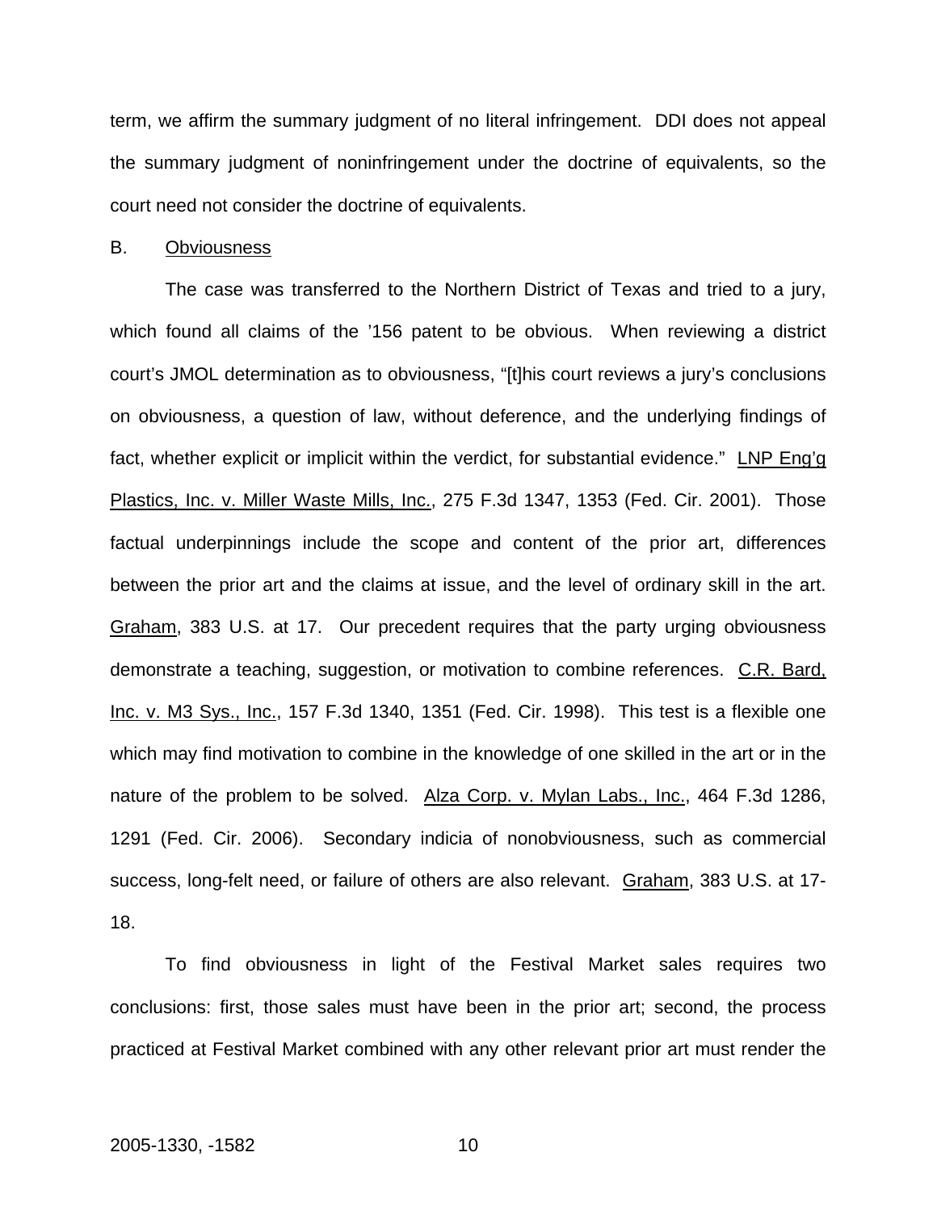term, we affirm the summary judgment of no literal infringement. DDI does not appeal the summary judgment of noninfringement under the doctrine of equivalents, so the court need not consider the doctrine of equivalents.

B. Obviousness

The case was transferred to the Northern District of Texas and tried to a jury, which found all claims of the '156 patent to be obvious. When reviewing a district court's JMOL determination as to obviousness, "[t]his court reviews a jury's conclusions on obviousness, a question of law, without deference, and the underlying findings of fact, whether explicit or implicit within the verdict, for substantial evidence." LNP Eng'g Plastics, Inc. v. Miller Waste Mills, Inc., 275 F.3d 1347, 1353 (Fed. Cir. 2001). Those factual underpinnings include the scope and content of the prior art, differences between the prior art and the claims at issue, and the level of ordinary skill in the art. Graham, 383 U.S. at 17. Our precedent requires that the party urging obviousness demonstrate a teaching, suggestion, or motivation to combine references. C.R. Bard, Inc. v. M3 Sys., Inc., 157 F.3d 1340, 1351 (Fed. Cir. 1998). This test is a flexible one which may find motivation to combine in the knowledge of one skilled in the art or in the nature of the problem to be solved. Alza Corp. v. Mylan Labs., Inc., 464 F.3d 1286, 1291 (Fed. Cir. 2006). Secondary indicia of nonobviousness, such as commercial success, long-felt need, or failure of others are also relevant. Graham, 383 U.S. at 17-18.

To find obviousness in light of the Festival Market sales requires two conclusions: first, those sales must have been in the prior art; second, the process practiced at Festival Market combined with any other relevant prior art must render the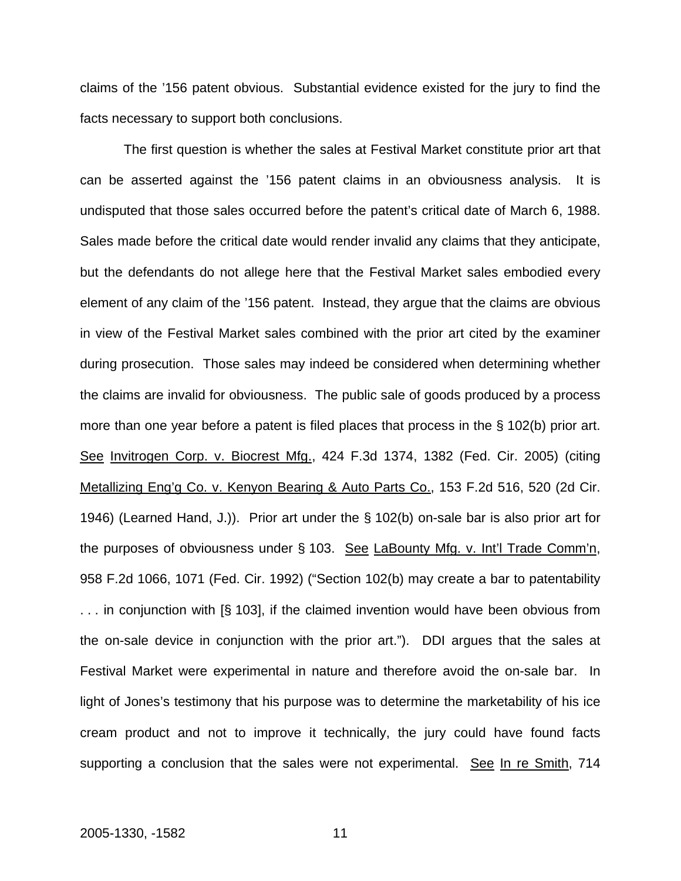claims of the '156 patent obvious. Substantial evidence existed for the jury to find the facts necessary to support both conclusions.

The first question is whether the sales at Festival Market constitute prior art that can be asserted against the '156 patent claims in an obviousness analysis. It is undisputed that those sales occurred before the patent's critical date of March 6, 1988. Sales made before the critical date would render invalid any claims that they anticipate, but the defendants do not allege here that the Festival Market sales embodied every element of any claim of the '156 patent. Instead, they argue that the claims are obvious in view of the Festival Market sales combined with the prior art cited by the examiner during prosecution. Those sales may indeed be considered when determining whether the claims are invalid for obviousness. The public sale of goods produced by a process more than one year before a patent is filed places that process in the § 102(b) prior art. See Invitrogen Corp. v. Biocrest Mfg., 424 F.3d 1374, 1382 (Fed. Cir. 2005) (citing Metallizing Eng'g Co. v. Kenyon Bearing & Auto Parts Co., 153 F.2d 516, 520 (2d Cir. 1946) (Learned Hand, J.)). Prior art under the § 102(b) on-sale bar is also prior art for the purposes of obviousness under § 103. See LaBounty Mfg. v. Int'l Trade Comm'n, 958 F.2d 1066, 1071 (Fed. Cir. 1992) ("Section 102(b) may create a bar to patentability . . . in conjunction with [§ 103], if the claimed invention would have been obvious from the on-sale device in conjunction with the prior art."). DDI argues that the sales at Festival Market were experimental in nature and therefore avoid the on-sale bar. In light of Jones's testimony that his purpose was to determine the marketability of his ice cream product and not to improve it technically, the jury could have found facts supporting a conclusion that the sales were not experimental. See In re Smith, 714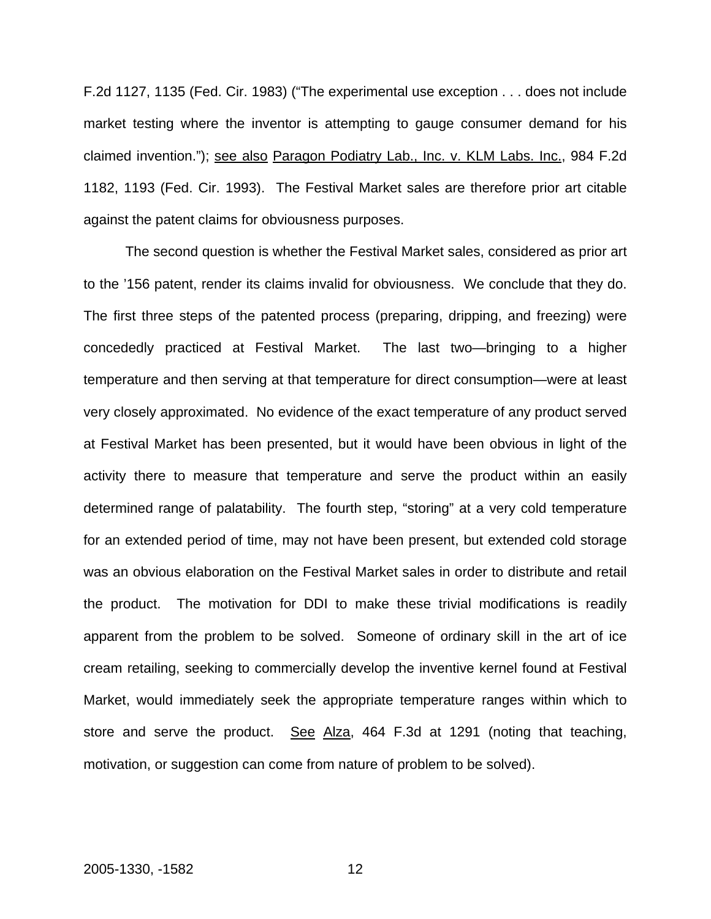F.2d 1127, 1135 (Fed. Cir. 1983) ("The experimental use exception . . . does not include market testing where the inventor is attempting to gauge consumer demand for his claimed invention."); see also Paragon Podiatry Lab., Inc. v. KLM Labs. Inc., 984 F.2d 1182, 1193 (Fed. Cir. 1993). The Festival Market sales are therefore prior art citable against the patent claims for obviousness purposes.

The second question is whether the Festival Market sales, considered as prior art to the '156 patent, render its claims invalid for obviousness. We conclude that they do. The first three steps of the patented process (preparing, dripping, and freezing) were concededly practiced at Festival Market. The last two—bringing to a higher temperature and then serving at that temperature for direct consumption—were at least very closely approximated. No evidence of the exact temperature of any product served at Festival Market has been presented, but it would have been obvious in light of the activity there to measure that temperature and serve the product within an easily determined range of palatability. The fourth step, "storing" at a very cold temperature for an extended period of time, may not have been present, but extended cold storage was an obvious elaboration on the Festival Market sales in order to distribute and retail the product. The motivation for DDI to make these trivial modifications is readily apparent from the problem to be solved. Someone of ordinary skill in the art of ice cream retailing, seeking to commercially develop the inventive kernel found at Festival Market, would immediately seek the appropriate temperature ranges within which to store and serve the product. See Alza, 464 F.3d at 1291 (noting that teaching, motivation, or suggestion can come from nature of problem to be solved).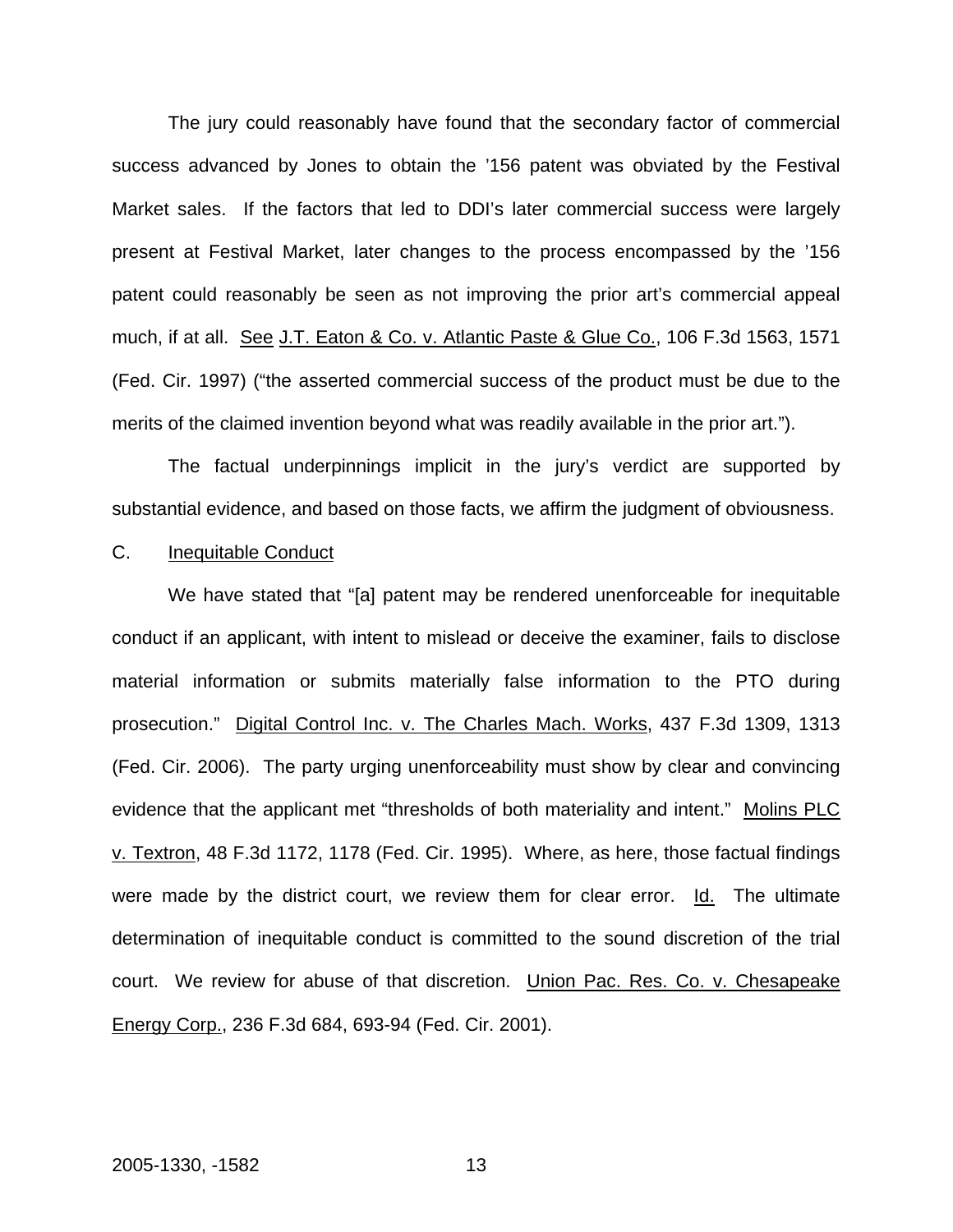The jury could reasonably have found that the secondary factor of commercial success advanced by Jones to obtain the '156 patent was obviated by the Festival Market sales. If the factors that led to DDI's later commercial success were largely present at Festival Market, later changes to the process encompassed by the '156 patent could reasonably be seen as not improving the prior art's commercial appeal much, if at all. See J.T. Eaton & Co. v. Atlantic Paste & Glue Co., 106 F.3d 1563, 1571 (Fed. Cir. 1997) ("the asserted commercial success of the product must be due to the merits of the claimed invention beyond what was readily available in the prior art.").

The factual underpinnings implicit in the jury's verdict are supported by substantial evidence, and based on those facts, we affirm the judgment of obviousness.

C. Inequitable Conduct

We have stated that "[a] patent may be rendered unenforceable for inequitable conduct if an applicant, with intent to mislead or deceive the examiner, fails to disclose material information or submits materially false information to the PTO during prosecution." Digital Control Inc. v. The Charles Mach. Works, 437 F.3d 1309, 1313 (Fed. Cir. 2006). The party urging unenforceability must show by clear and convincing evidence that the applicant met "thresholds of both materiality and intent." Molins PLC v. Textron, 48 F.3d 1172, 1178 (Fed. Cir. 1995). Where, as here, those factual findings were made by the district court, we review them for clear error. Id. The ultimate determination of inequitable conduct is committed to the sound discretion of the trial court. We review for abuse of that discretion. Union Pac. Res. Co. v. Chesapeake Energy Corp., 236 F.3d 684, 693-94 (Fed. Cir. 2001).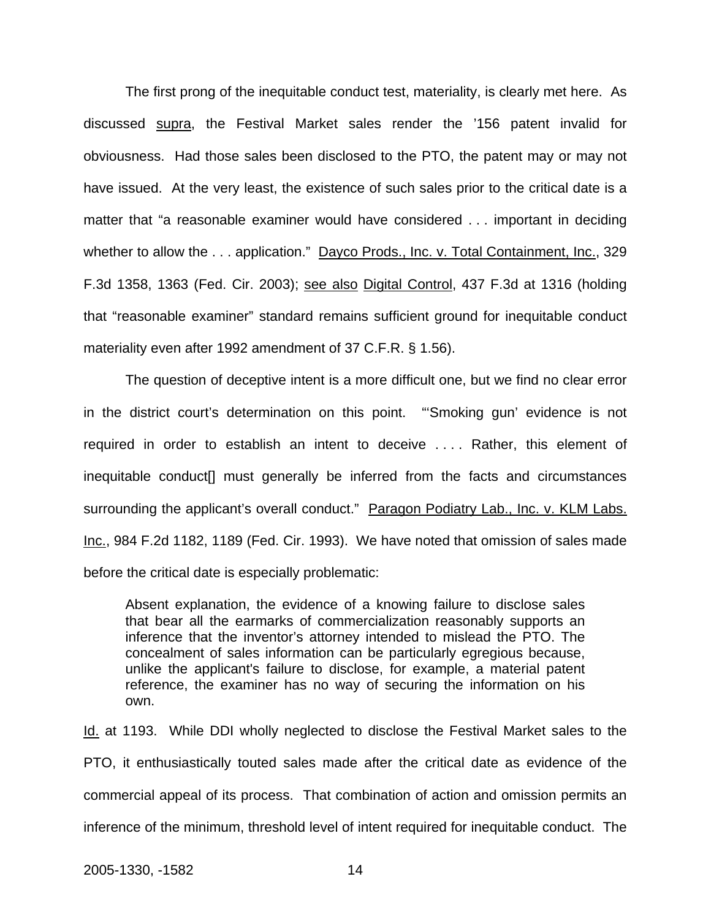The first prong of the inequitable conduct test, materiality, is clearly met here. As discussed supra, the Festival Market sales render the '156 patent invalid for obviousness. Had those sales been disclosed to the PTO, the patent may or may not have issued. At the very least, the existence of such sales prior to the critical date is a matter that "a reasonable examiner would have considered . . . important in deciding whether to allow the . . . application." Dayco Prods., Inc. v. Total Containment, Inc., 329 F.3d 1358, 1363 (Fed. Cir. 2003); see also Digital Control, 437 F.3d at 1316 (holding that "reasonable examiner" standard remains sufficient ground for inequitable conduct materiality even after 1992 amendment of 37 C.F.R. § 1.56).

The question of deceptive intent is a more difficult one, but we find no clear error in the district court's determination on this point. "'Smoking gun' evidence is not required in order to establish an intent to deceive . . . . Rather, this element of inequitable conduct[] must generally be inferred from the facts and circumstances surrounding the applicant's overall conduct." Paragon Podiatry Lab., Inc. v. KLM Labs. Inc., 984 F.2d 1182, 1189 (Fed. Cir. 1993). We have noted that omission of sales made before the critical date is especially problematic:

> Absent explanation, the evidence of a knowing failure to disclose sales that bear all the earmarks of commercialization reasonably supports an inference that the inventor's attorney intended to mislead the PTO. The concealment of sales information can be particularly egregious because, unlike the applicant's failure to disclose, for example, a material patent reference, the examiner has no way of securing the information on his own.

Id. at 1193. While DDI wholly neglected to disclose the Festival Market sales to the PTO, it enthusiastically touted sales made after the critical date as evidence of the commercial appeal of its process. That combination of action and omission permits an inference of the minimum, threshold level of intent required for inequitable conduct. The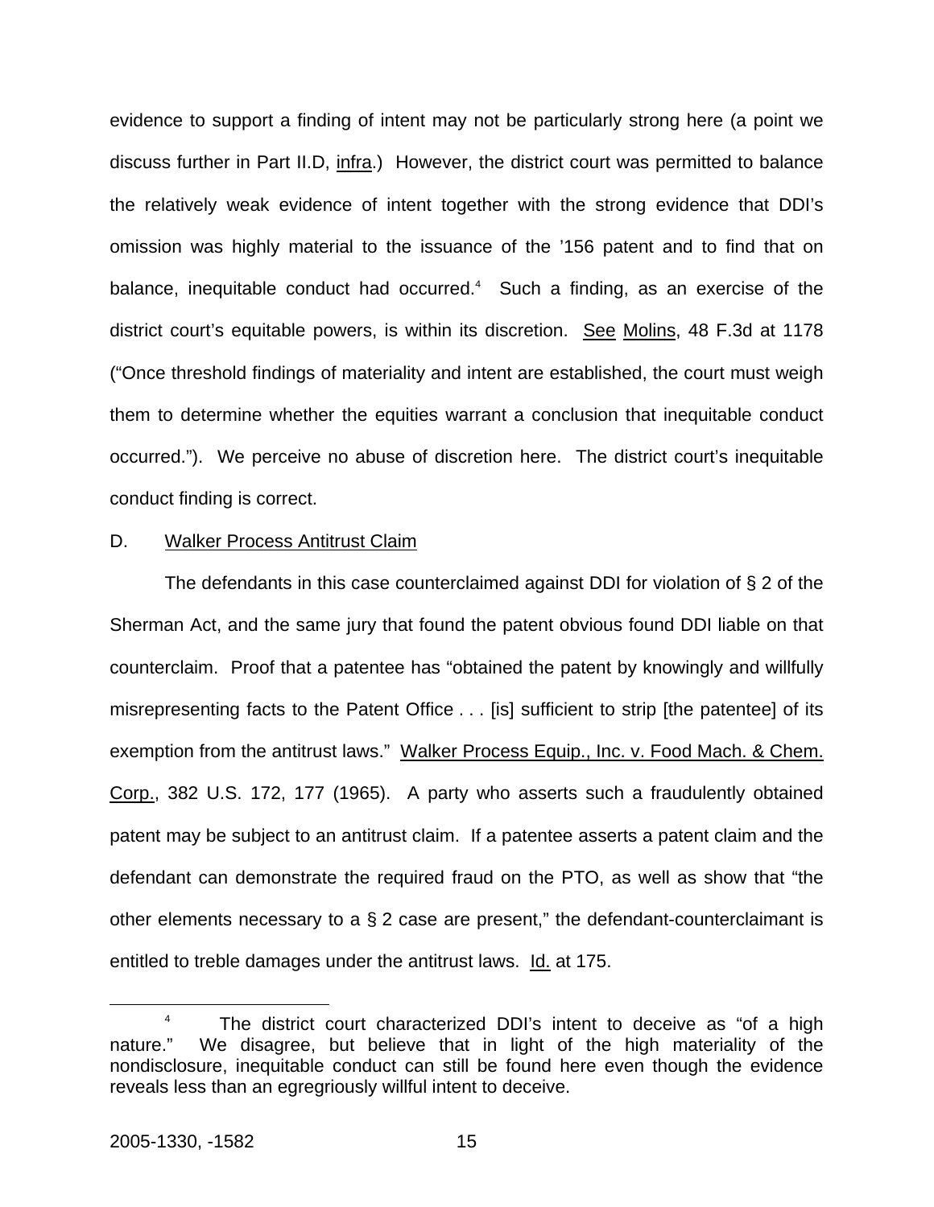evidence to support a finding of intent may not be particularly strong here (a point we discuss further in Part II.D, infra.) However, the district court was permitted to balance the relatively weak evidence of intent together with the strong evidence that DDI's omission was highly material to the issuance of the '156 patent and to find that on balance, inequitable conduct had occurred.[4] Such a finding, as an exercise of the district court's equitable powers, is within its discretion. See Molins, 48 F.3d at 1178 ("Once threshold findings of materiality and intent are established, the court must weigh them to determine whether the equities warrant a conclusion that inequitable conduct occurred."). We perceive no abuse of discretion here. The district court's inequitable conduct finding is correct.

D. Walker Process Antitrust Claim

The defendants in this case counterclaimed against DDI for violation of § 2 of the Sherman Act, and the same jury that found the patent obvious found DDI liable on that counterclaim. Proof that a patentee has "obtained the patent by knowingly and willfully misrepresenting facts to the Patent Office . . . [is] sufficient to strip [the patentee] of its exemption from the antitrust laws." Walker Process Equip., Inc. v. Food Mach. & Chem. Corp., 382 U.S. 172, 177 (1965). A party who asserts such a fraudulently obtained patent may be subject to an antitrust claim. If a patentee asserts a patent claim and the defendant can demonstrate the required fraud on the PTO, as well as show that "the other elements necessary to a § 2 case are present," the defendant-counterclaimant is entitled to treble damages under the antitrust laws. Id. at 175.

[4] The district court characterized DDI's intent to deceive as "of a high nature." We disagree, but believe that in light of the high materiality of the nondisclosure, inequitable conduct can still be found here even though the evidence reveals less than an egregiously willful intent to deceive.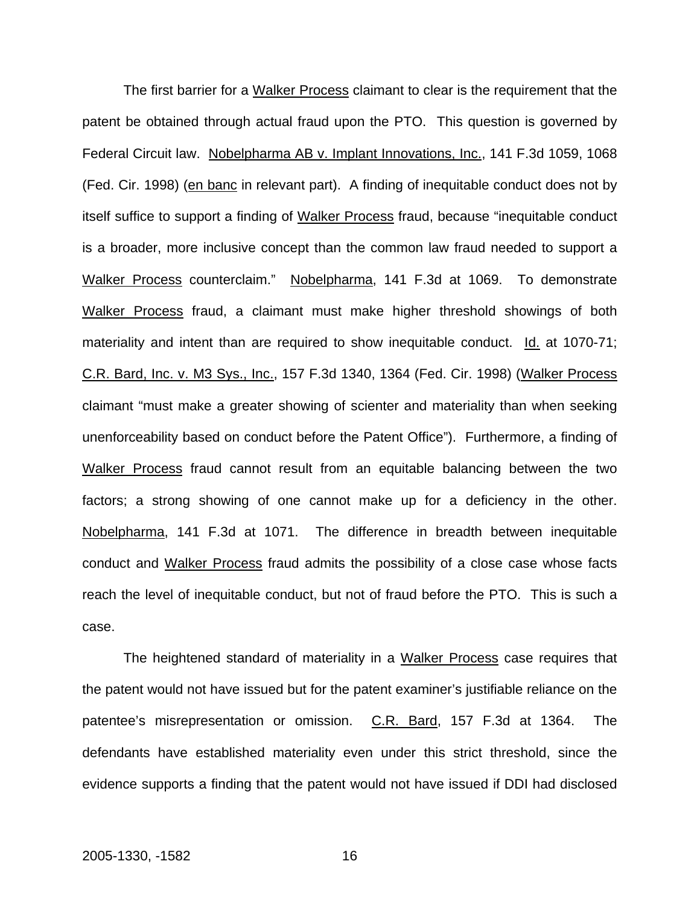The first barrier for a Walker Process claimant to clear is the requirement that the patent be obtained through actual fraud upon the PTO. This question is governed by Federal Circuit law. Nobelpharma AB v. Implant Innovations, Inc., 141 F.3d 1059, 1068 (Fed. Cir. 1998) (en banc in relevant part). A finding of inequitable conduct does not by itself suffice to support a finding of Walker Process fraud, because "inequitable conduct is a broader, more inclusive concept than the common law fraud needed to support a Walker Process counterclaim." Nobelpharma, 141 F.3d at 1069. To demonstrate Walker Process fraud, a claimant must make higher threshold showings of both materiality and intent than are required to show inequitable conduct. Id. at 1070-71; C.R. Bard, Inc. v. M3 Sys., Inc., 157 F.3d 1340, 1364 (Fed. Cir. 1998) (Walker Process claimant "must make a greater showing of scienter and materiality than when seeking unenforceability based on conduct before the Patent Office"). Furthermore, a finding of Walker Process fraud cannot result from an equitable balancing between the two factors; a strong showing of one cannot make up for a deficiency in the other. Nobelpharma, 141 F.3d at 1071. The difference in breadth between inequitable conduct and Walker Process fraud admits the possibility of a close case whose facts reach the level of inequitable conduct, but not of fraud before the PTO. This is such a case.

The heightened standard of materiality in a Walker Process case requires that the patent would not have issued but for the patent examiner's justifiable reliance on the patentee's misrepresentation or omission. C.R. Bard, 157 F.3d at 1364. The defendants have established materiality even under this strict threshold, since the evidence supports a finding that the patent would not have issued if DDI had disclosed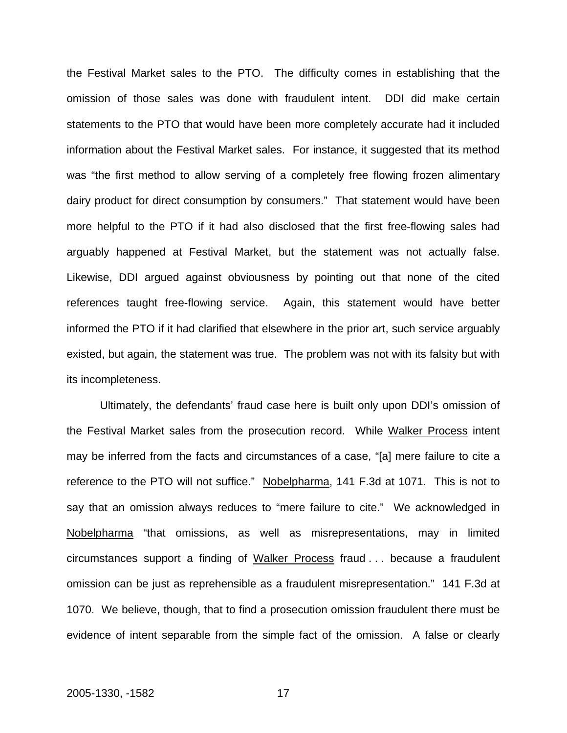the Festival Market sales to the PTO. The difficulty comes in establishing that the omission of those sales was done with fraudulent intent. DDI did make certain statements to the PTO that would have been more completely accurate had it included information about the Festival Market sales. For instance, it suggested that its method was "the first method to allow serving of a completely free flowing frozen alimentary dairy product for direct consumption by consumers." That statement would have been more helpful to the PTO if it had also disclosed that the first free-flowing sales had arguably happened at Festival Market, but the statement was not actually false. Likewise, DDI argued against obviousness by pointing out that none of the cited references taught free-flowing service. Again, this statement would have better informed the PTO if it had clarified that elsewhere in the prior art, such service arguably existed, but again, the statement was true. The problem was not with its falsity but with its incompleteness.

Ultimately, the defendants' fraud case here is built only upon DDI's omission of the Festival Market sales from the prosecution record. While Walker Process intent may be inferred from the facts and circumstances of a case, "[a] mere failure to cite a reference to the PTO will not suffice." Nobelpharma, 141 F.3d at 1071. This is not to say that an omission always reduces to "mere failure to cite." We acknowledged in Nobelpharma "that omissions, as well as misrepresentations, may in limited circumstances support a finding of Walker Process fraud . . . because a fraudulent omission can be just as reprehensible as a fraudulent misrepresentation." 141 F.3d at 1070. We believe, though, that to find a prosecution omission fraudulent there must be evidence of intent separable from the simple fact of the omission. A false or clearly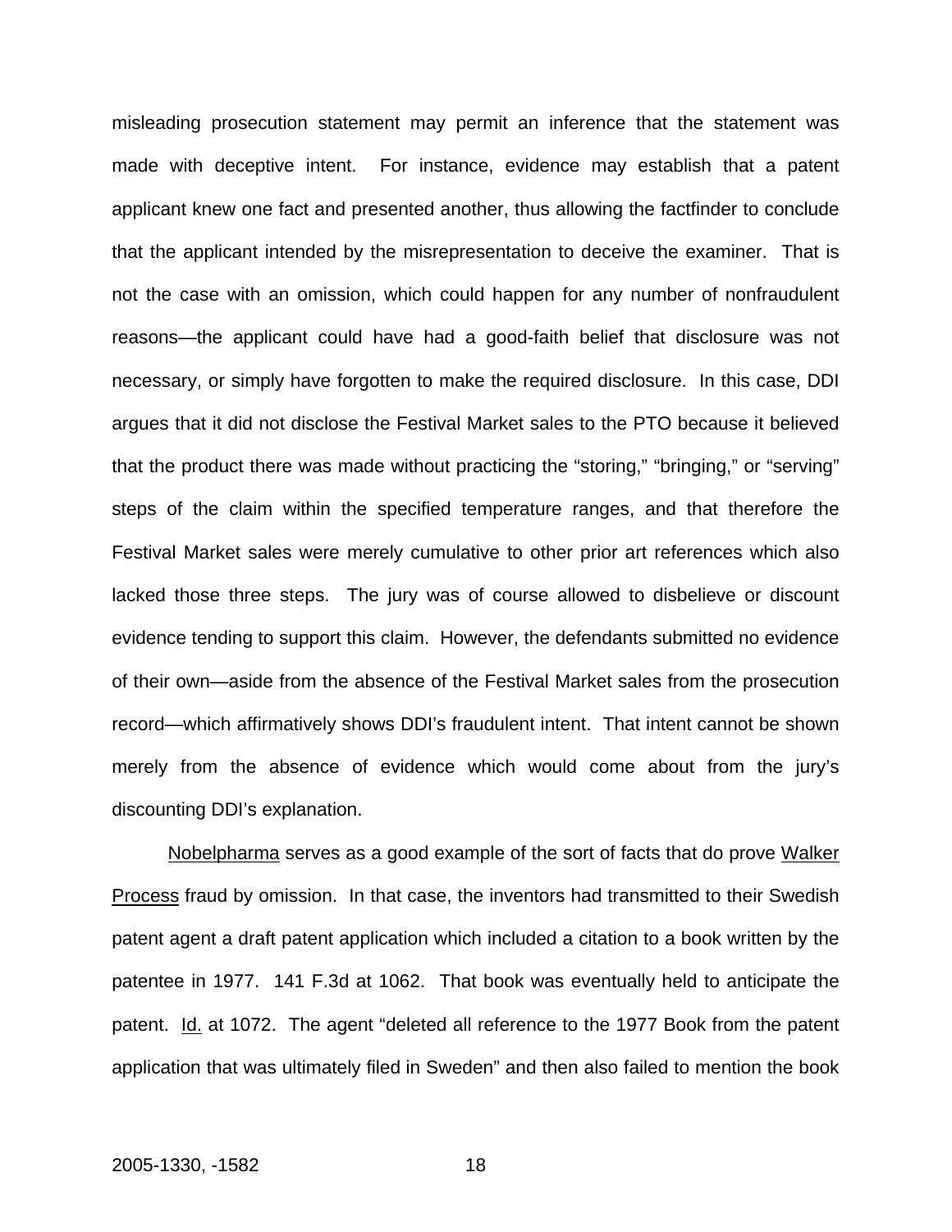misleading prosecution statement may permit an inference that the statement was made with deceptive intent. For instance, evidence may establish that a patent applicant knew one fact and presented another, thus allowing the factfinder to conclude that the applicant intended by the misrepresentation to deceive the examiner. That is not the case with an omission, which could happen for any number of nonfraudulent reasons—the applicant could have had a good-faith belief that disclosure was not necessary, or simply have forgotten to make the required disclosure. In this case, DDI argues that it did not disclose the Festival Market sales to the PTO because it believed that the product there was made without practicing the "storing," "bringing," or "serving" steps of the claim within the specified temperature ranges, and that therefore the Festival Market sales were merely cumulative to other prior art references which also lacked those three steps. The jury was of course allowed to disbelieve or discount evidence tending to support this claim. However, the defendants submitted no evidence of their own—aside from the absence of the Festival Market sales from the prosecution record—which affirmatively shows DDI's fraudulent intent. That intent cannot be shown merely from the absence of evidence which would come about from the jury's discounting DDI's explanation.

Nobelpharma serves as a good example of the sort of facts that do prove Walker Process fraud by omission. In that case, the inventors had transmitted to their Swedish patent agent a draft patent application which included a citation to a book written by the patentee in 1977. 141 F.3d at 1062. That book was eventually held to anticipate the patent. Id. at 1072. The agent "deleted all reference to the 1977 Book from the patent application that was ultimately filed in Sweden" and then also failed to mention the book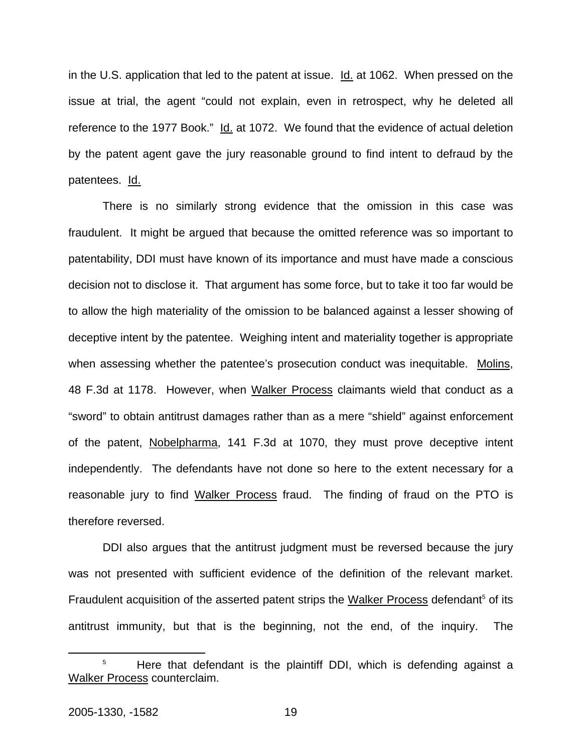in the U.S. application that led to the patent at issue. Id. at 1062. When pressed on the issue at trial, the agent "could not explain, even in retrospect, why he deleted all reference to the 1977 Book." Id. at 1072. We found that the evidence of actual deletion by the patent agent gave the jury reasonable ground to find intent to defraud by the patentees. Id.

There is no similarly strong evidence that the omission in this case was fraudulent. It might be argued that because the omitted reference was so important to patentability, DDI must have known of its importance and must have made a conscious decision not to disclose it. That argument has some force, but to take it too far would be to allow the high materiality of the omission to be balanced against a lesser showing of deceptive intent by the patentee. Weighing intent and materiality together is appropriate when assessing whether the patentee's prosecution conduct was inequitable. Molins, 48 F.3d at 1178. However, when Walker Process claimants wield that conduct as a "sword" to obtain antitrust damages rather than as a mere "shield" against enforcement of the patent, Nobelpharma, 141 F.3d at 1070, they must prove deceptive intent independently. The defendants have not done so here to the extent necessary for a reasonable jury to find Walker Process fraud. The finding of fraud on the PTO is therefore reversed.

DDI also argues that the antitrust judgment must be reversed because the jury was not presented with sufficient evidence of the definition of the relevant market. Fraudulent acquisition of the asserted patent strips the Walker Process defendant[5] of its antitrust immunity, but that is the beginning, not the end, of the inquiry. The

[5] Here that defendant is the plaintiff DDI, which is defending against a Walker Process counterclaim.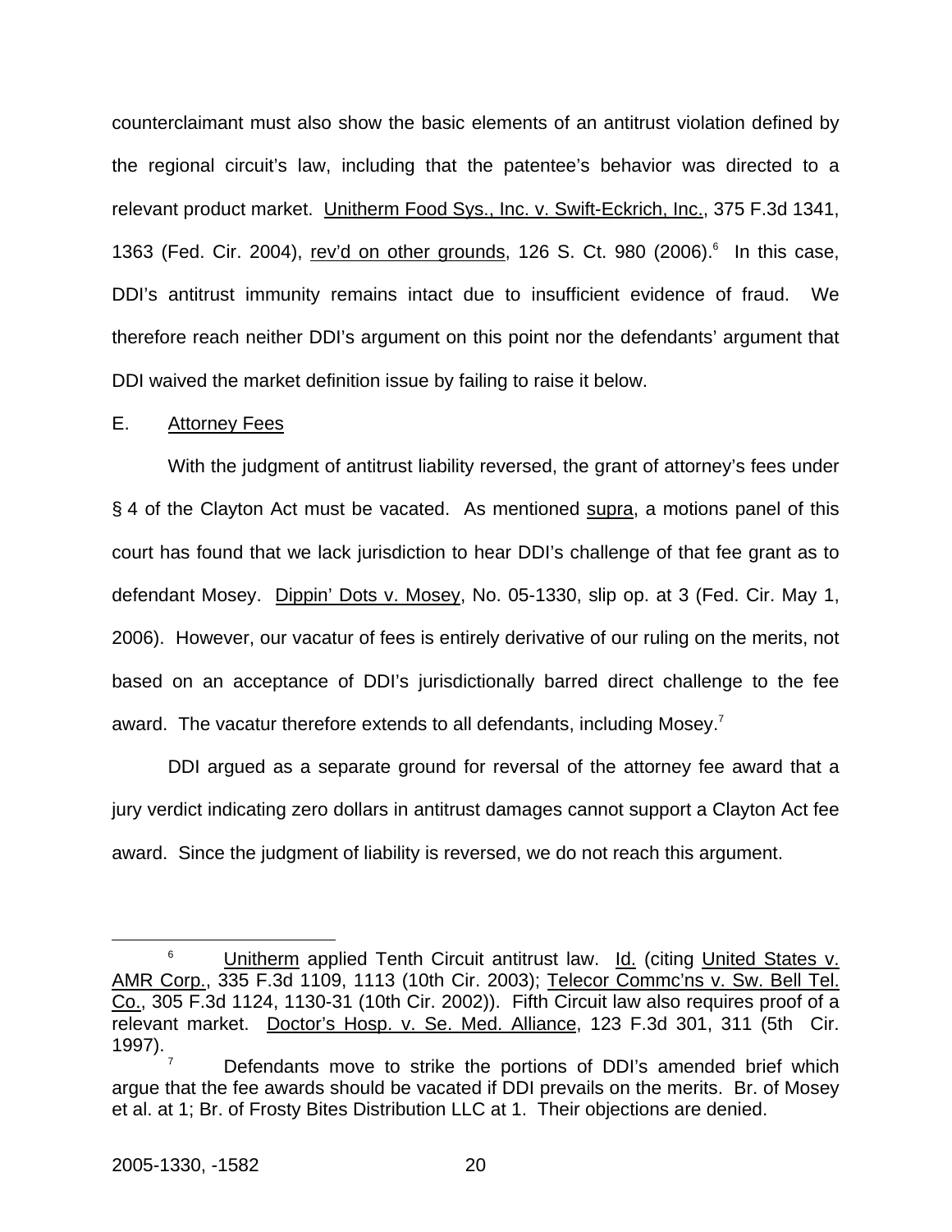counterclaimant must also show the basic elements of an antitrust violation defined by the regional circuit's law, including that the patentee's behavior was directed to a relevant product market. Unitherm Food Sys., Inc. v. Swift-Eckrich, Inc., 375 F.3d 1341, 1363 (Fed. Cir. 2004), rev'd on other grounds, 126 S. Ct. 980 (2006).[6] In this case, DDI's antitrust immunity remains intact due to insufficient evidence of fraud. We therefore reach neither DDI's argument on this point nor the defendants' argument that DDI waived the market definition issue by failing to raise it below.

E. Attorney Fees

With the judgment of antitrust liability reversed, the grant of attorney's fees under § 4 of the Clayton Act must be vacated. As mentioned supra, a motions panel of this court has found that we lack jurisdiction to hear DDI's challenge of that fee grant as to defendant Mosey. Dippin' Dots v. Mosey, No. 05-1330, slip op. at 3 (Fed. Cir. May 1, 2006). However, our vacatur of fees is entirely derivative of our ruling on the merits, not based on an acceptance of DDI's jurisdictionally barred direct challenge to the fee award. The vacatur therefore extends to all defendants, including Mosey.[7]

DDI argued as a separate ground for reversal of the attorney fee award that a jury verdict indicating zero dollars in antitrust damages cannot support a Clayton Act fee award. Since the judgment of liability is reversed, we do not reach this argument.

---

[6] Unitherm applied Tenth Circuit antitrust law. Id. (citing United States v. AMR Corp., 335 F.3d 1109, 1113 (10th Cir. 2003); Telecor Commc'ns v. Sw. Bell Tel. Co., 305 F.3d 1124, 1130-31 (10th Cir. 2002)). Fifth Circuit law also requires proof of a relevant market. Doctor's Hosp. v. Se. Med. Alliance, 123 F.3d 301, 311 (5th Cir. 1997).

[7] Defendants move to strike the portions of DDI's amended brief which argue that the fee awards should be vacated if DDI prevails on the merits. Br. of Mosey et al. at 1; Br. of Frosty Bites Distribution LLC at 1. Their objections are denied.

2005-1330, -1582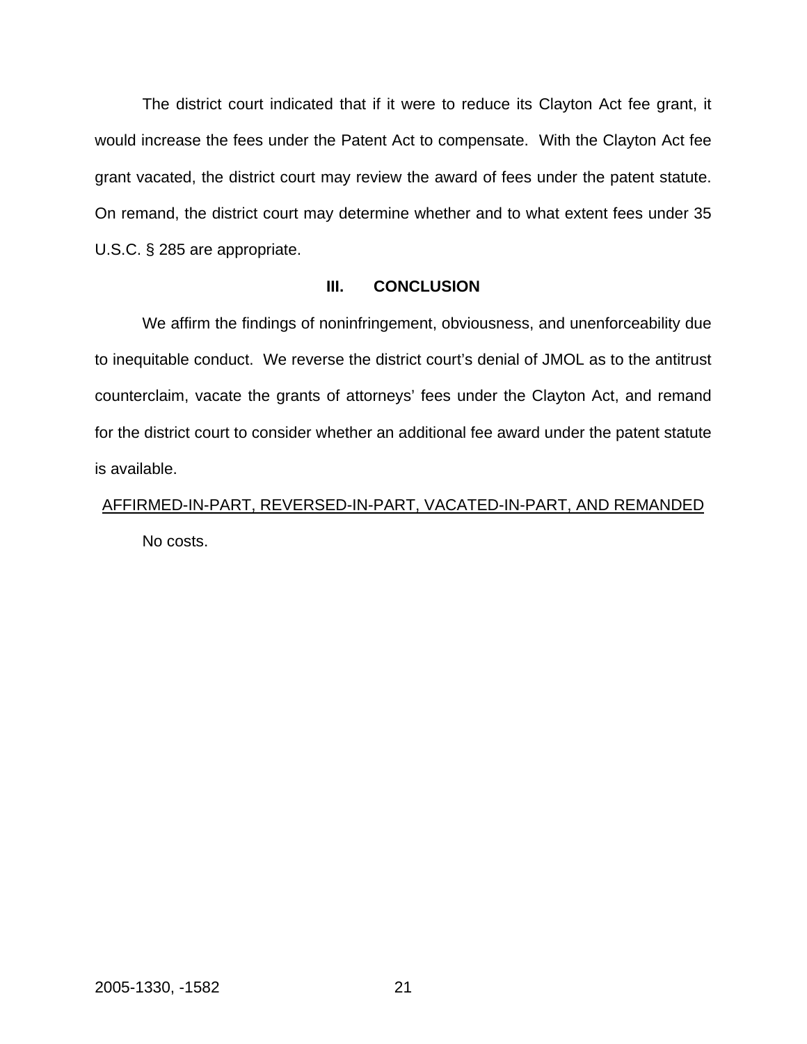The district court indicated that if it were to reduce its Clayton Act fee grant, it would increase the fees under the Patent Act to compensate. With the Clayton Act fee grant vacated, the district court may review the award of fees under the patent statute. On remand, the district court may determine whether and to what extent fees under 35 U.S.C. § 285 are appropriate.

## III. CONCLUSION

We affirm the findings of noninfringement, obviousness, and unenforceability due to inequitable conduct. We reverse the district court's denial of JMOL as to the antitrust counterclaim, vacate the grants of attorneys' fees under the Clayton Act, and remand for the district court to consider whether an additional fee award under the patent statute is available.

AFFIRMED-IN-PART, REVERSED-IN-PART, VACATED-IN-PART, AND REMANDED

No costs.